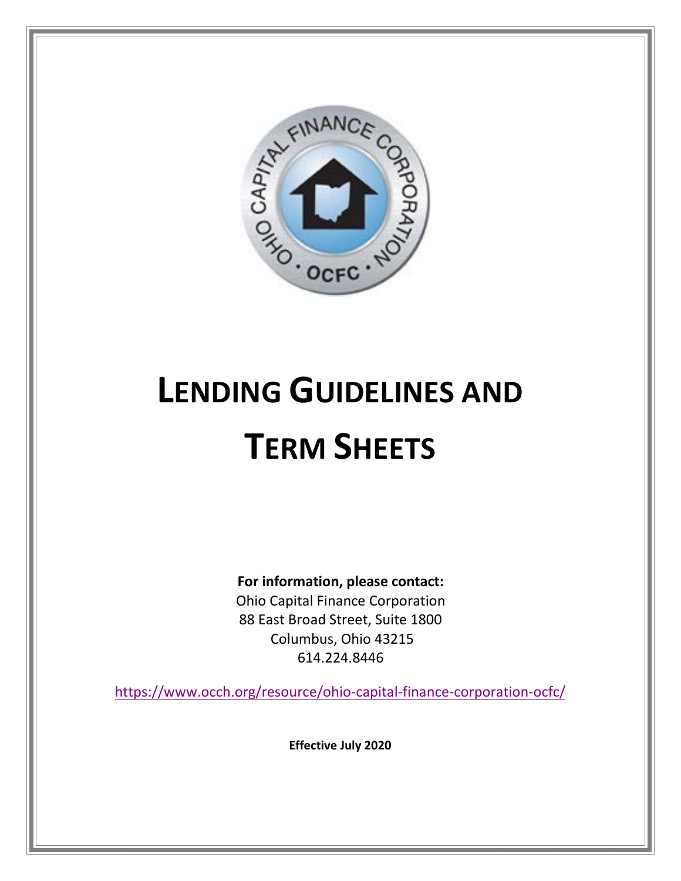# LENDING GUIDELINES AND TERM SHEETS

**For information, please contact:**

Ohio Capital Finance Corporation
88 East Broad Street, Suite 1800
Columbus, Ohio 43215
614.224.8446

https://www.occh.org/resource/ohio-capital-finance-corporation-ocfc/

**Effective July 2020**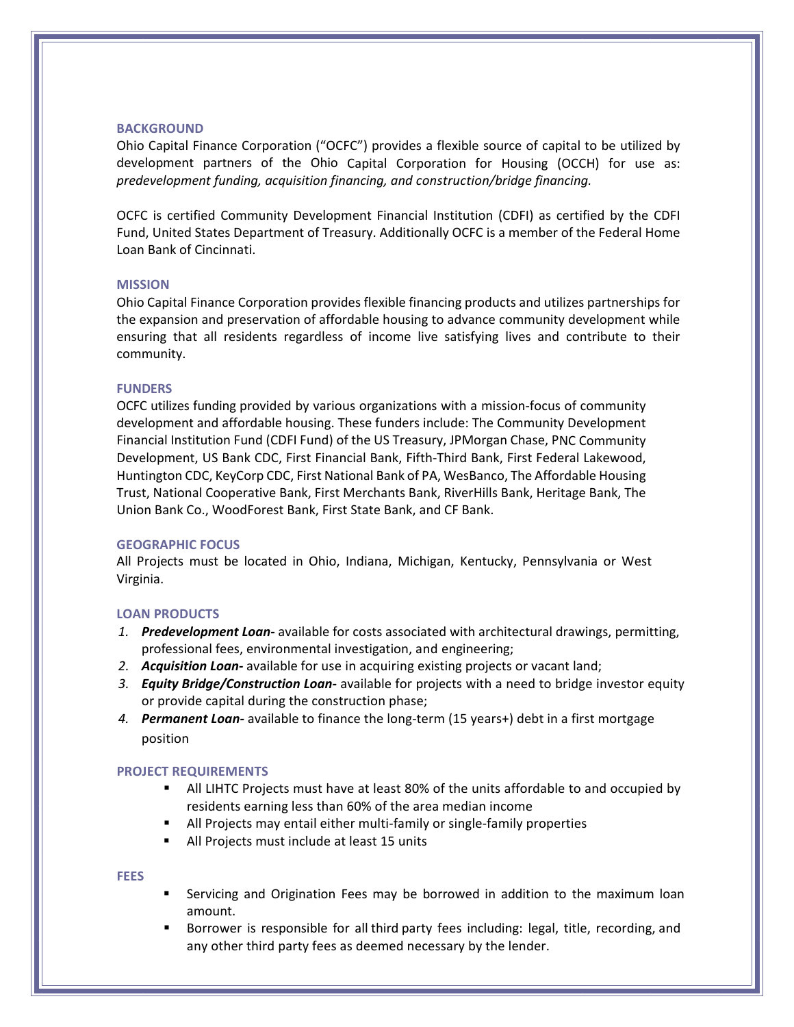## BACKGROUND

Ohio Capital Finance Corporation ("OCFC") provides a flexible source of capital to be utilized by development partners of the Ohio Capital Corporation for Housing (OCCH) for use as: *predevelopment funding, acquisition financing, and construction/bridge financing.*

OCFC is certified Community Development Financial Institution (CDFI) as certified by the CDFI Fund, United States Department of Treasury. Additionally OCFC is a member of the Federal Home Loan Bank of Cincinnati.

## MISSION

Ohio Capital Finance Corporation provides flexible financing products and utilizes partnerships for the expansion and preservation of affordable housing to advance community development while ensuring that all residents regardless of income live satisfying lives and contribute to their community.

## FUNDERS

OCFC utilizes funding provided by various organizations with a mission-focus of community development and affordable housing. These funders include: The Community Development Financial Institution Fund (CDFI Fund) of the US Treasury, JPMorgan Chase, PNC Community Development, US Bank CDC, First Financial Bank, Fifth-Third Bank, First Federal Lakewood, Huntington CDC, KeyCorp CDC, First National Bank of PA, WesBanco, The Affordable Housing Trust, National Cooperative Bank, First Merchants Bank, RiverHills Bank, Heritage Bank, The Union Bank Co., WoodForest Bank, First State Bank, and CF Bank.

## GEOGRAPHIC FOCUS

All Projects must be located in Ohio, Indiana, Michigan, Kentucky, Pennsylvania or West Virginia.

## LOAN PRODUCTS

1. ***Predevelopment Loan-*** available for costs associated with architectural drawings, permitting, professional fees, environmental investigation, and engineering;
2. ***Acquisition Loan-*** available for use in acquiring existing projects or vacant land;
3. ***Equity Bridge/Construction Loan-*** available for projects with a need to bridge investor equity or provide capital during the construction phase;
4. ***Permanent Loan-*** available to finance the long-term (15 years+) debt in a first mortgage position

## PROJECT REQUIREMENTS

- All LIHTC Projects must have at least 80% of the units affordable to and occupied by residents earning less than 60% of the area median income
- All Projects may entail either multi-family or single-family properties
- All Projects must include at least 15 units

## FEES

- Servicing and Origination Fees may be borrowed in addition to the maximum loan amount.
- Borrower is responsible for all third party fees including: legal, title, recording, and any other third party fees as deemed necessary by the lender.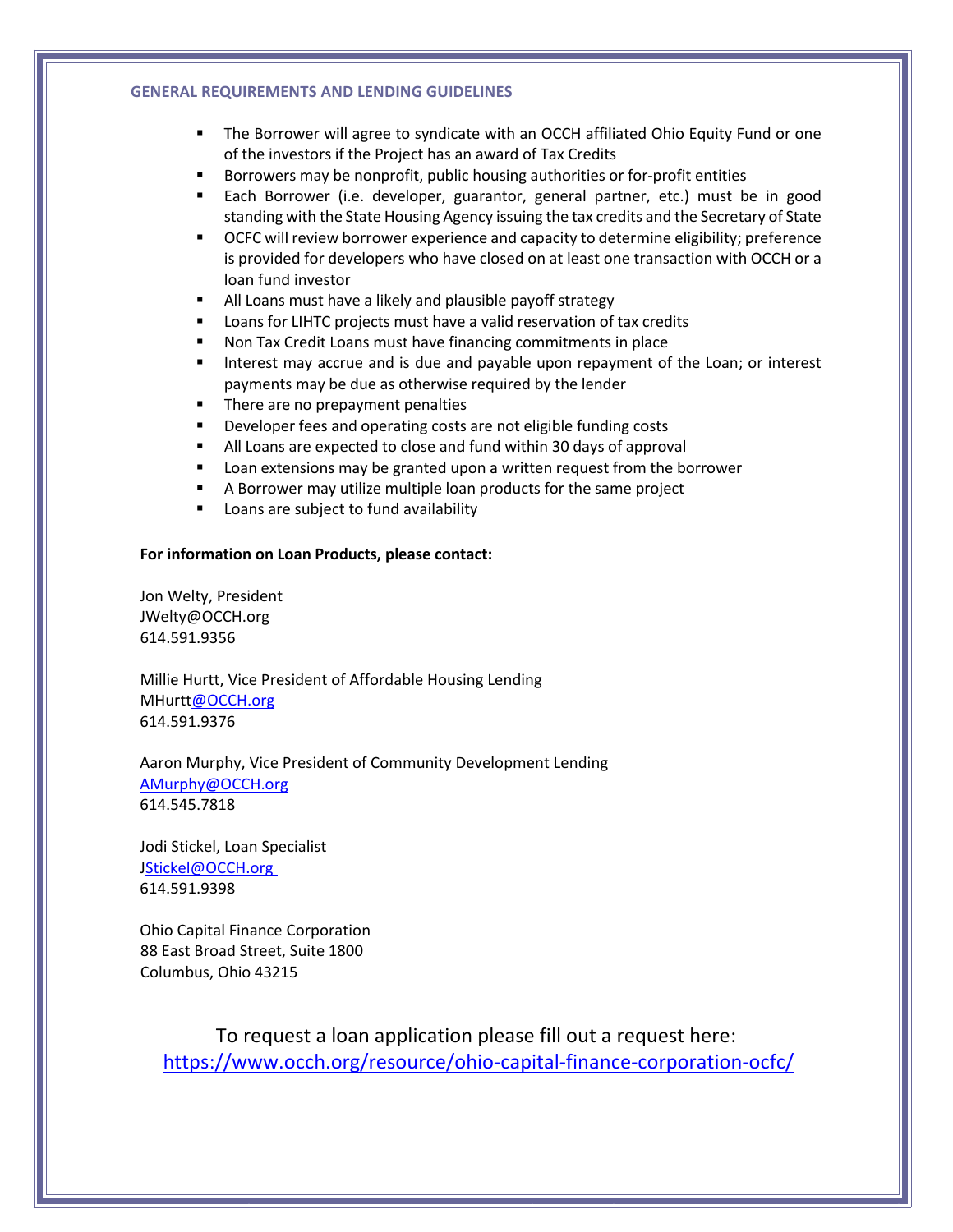## GENERAL REQUIREMENTS AND LENDING GUIDELINES

- The Borrower will agree to syndicate with an OCCH affiliated Ohio Equity Fund or one of the investors if the Project has an award of Tax Credits
- Borrowers may be nonprofit, public housing authorities or for-profit entities
- Each Borrower (i.e. developer, guarantor, general partner, etc.) must be in good standing with the State Housing Agency issuing the tax credits and the Secretary of State
- OCFC will review borrower experience and capacity to determine eligibility; preference is provided for developers who have closed on at least one transaction with OCCH or a loan fund investor
- All Loans must have a likely and plausible payoff strategy
- Loans for LIHTC projects must have a valid reservation of tax credits
- Non Tax Credit Loans must have financing commitments in place
- Interest may accrue and is due and payable upon repayment of the Loan; or interest payments may be due as otherwise required by the lender
- There are no prepayment penalties
- Developer fees and operating costs are not eligible funding costs
- All Loans are expected to close and fund within 30 days of approval
- Loan extensions may be granted upon a written request from the borrower
- A Borrower may utilize multiple loan products for the same project
- Loans are subject to fund availability

**For information on Loan Products, please contact:**

Jon Welty, President
JWelty@OCCH.org
614.591.9356

Millie Hurtt, Vice President of Affordable Housing Lending
MHurtt@OCCH.org
614.591.9376

Aaron Murphy, Vice President of Community Development Lending
AMurphy@OCCH.org
614.545.7818

Jodi Stickel, Loan Specialist
JStickel@OCCH.org
614.591.9398

Ohio Capital Finance Corporation
88 East Broad Street, Suite 1800
Columbus, Ohio 43215

To request a loan application please fill out a request here:
https://www.occh.org/resource/ohio-capital-finance-corporation-ocfc/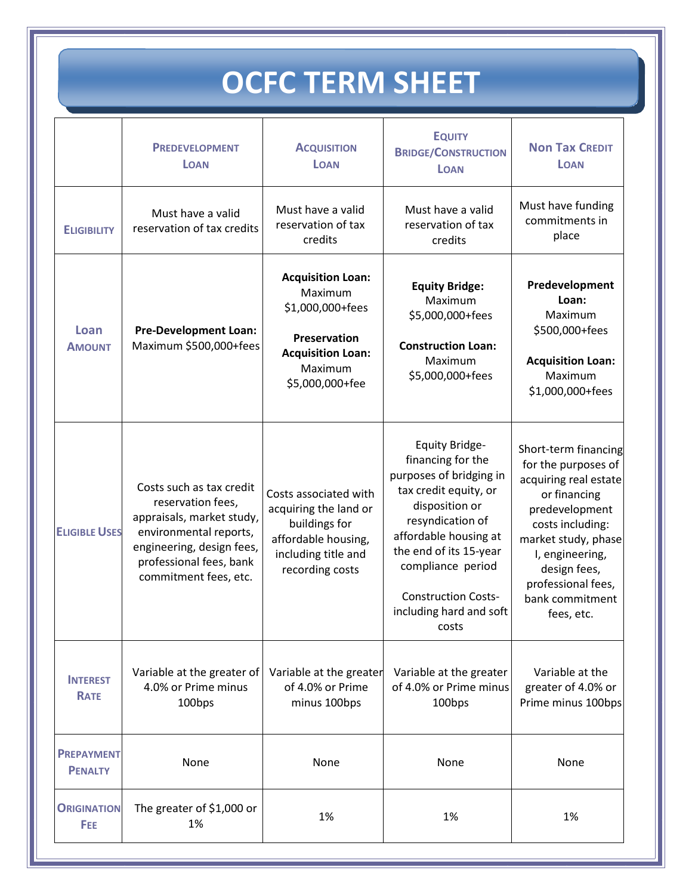# OCFC TERM SHEET

| | Predevelopment Loan | Acquisition Loan | Equity Bridge/Construction Loan | Non Tax Credit Loan |
|---|---|---|---|---|
| **Eligibility** | Must have a valid reservation of tax credits | Must have a valid reservation of tax credits | Must have a valid reservation of tax credits | Must have funding commitments in place |
| **Loan Amount** | **Pre-Development Loan:** Maximum $500,000+fees | **Acquisition Loan:** Maximum $1,000,000+fees<br><br>**Preservation Acquisition Loan:** Maximum $5,000,000+fee | **Equity Bridge:** Maximum $5,000,000+fees<br><br>**Construction Loan:** Maximum $5,000,000+fees | **Predevelopment Loan:** Maximum $500,000+fees<br><br>**Acquisition Loan:** Maximum $1,000,000+fees |
| **Eligible Uses** | Costs such as tax credit reservation fees, appraisals, market study, environmental reports, engineering, design fees, professional fees, bank commitment fees, etc. | Costs associated with acquiring the land or buildings for affordable housing, including title and recording costs | Equity Bridge- financing for the purposes of bridging in tax credit equity, or disposition or resyndication of affordable housing at the end of its 15-year compliance period<br><br>Construction Costs- including hard and soft costs | Short-term financing for the purposes of acquiring real estate or financing predevelopment costs including: market study, phase I, engineering, design fees, professional fees, bank commitment fees, etc. |
| **Interest Rate** | Variable at the greater of 4.0% or Prime minus 100bps | Variable at the greater of 4.0% or Prime minus 100bps | Variable at the greater of 4.0% or Prime minus 100bps | Variable at the greater of 4.0% or Prime minus 100bps |
| **Prepayment Penalty** | None | None | None | None |
| **Origination Fee** | The greater of $1,000 or 1% | 1% | 1% | 1% |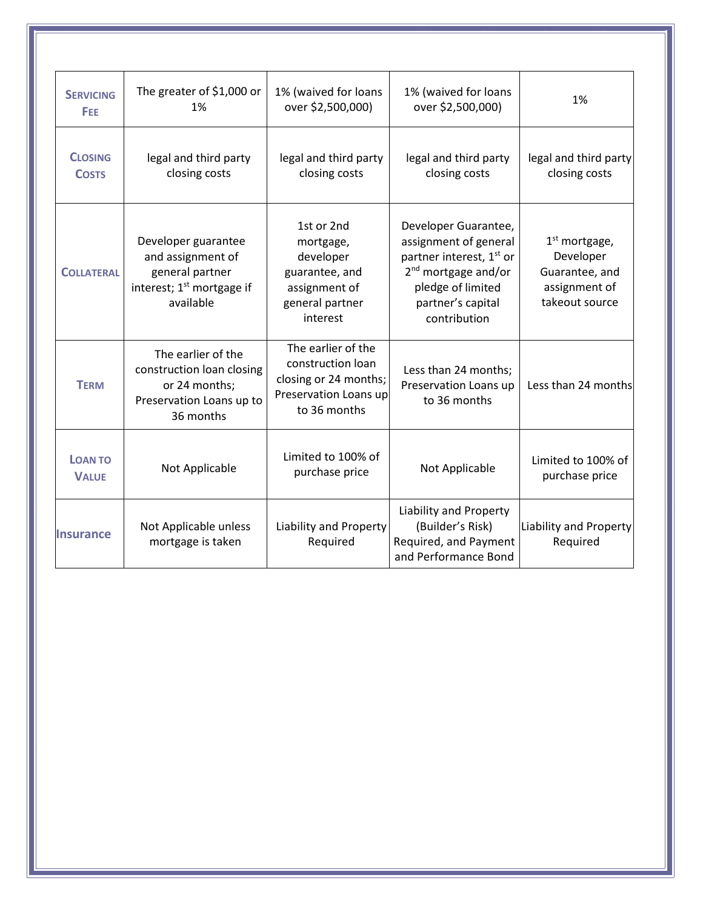| Servicing Fee | The greater of $1,000 or 1% | 1% (waived for loans over $2,500,000) | 1% (waived for loans over $2,500,000) | 1% |
|---|---|---|---|---|
| Closing Costs | legal and third party closing costs | legal and third party closing costs | legal and third party closing costs | legal and third party closing costs |
| Collateral | Developer guarantee and assignment of general partner interest; 1st mortgage if available | 1st or 2nd mortgage, developer guarantee, and assignment of general partner interest | Developer Guarantee, assignment of general partner interest, 1st or 2nd mortgage and/or pledge of limited partner's capital contribution | 1st mortgage, Developer Guarantee, and assignment of takeout source |
| Term | The earlier of the construction loan closing or 24 months; Preservation Loans up to 36 months | The earlier of the construction loan closing or 24 months; Preservation Loans up to 36 months | Less than 24 months; Preservation Loans up to 36 months | Less than 24 months |
| Loan to Value | Not Applicable | Limited to 100% of purchase price | Not Applicable | Limited to 100% of purchase price |
| Insurance | Not Applicable unless mortgage is taken | Liability and Property Required | Liability and Property (Builder's Risk) Required, and Payment and Performance Bond | Liability and Property Required |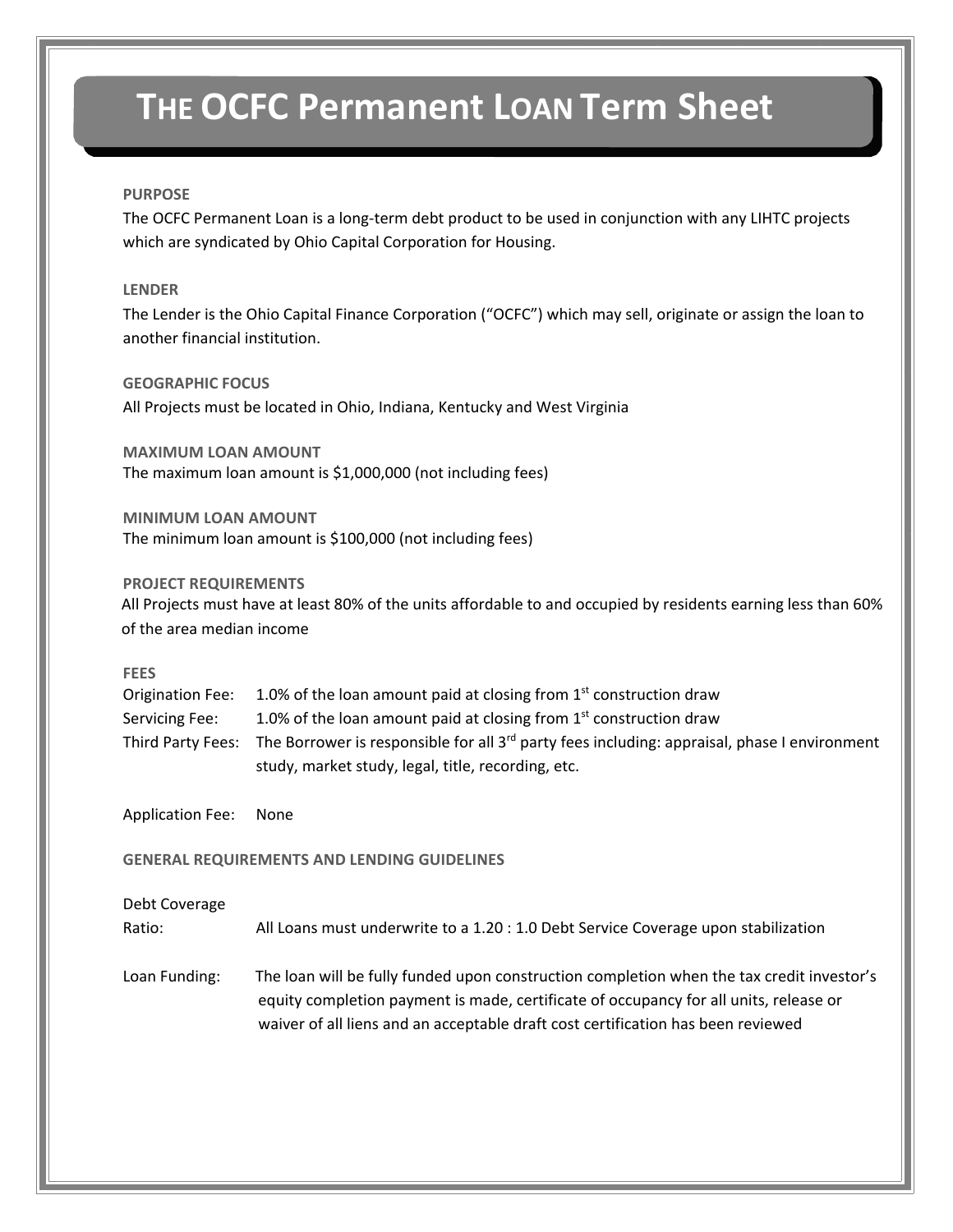# THE OCFC Permanent LOAN Term Sheet

**PURPOSE**

The OCFC Permanent Loan is a long-term debt product to be used in conjunction with any LIHTC projects which are syndicated by Ohio Capital Corporation for Housing.

**LENDER**

The Lender is the Ohio Capital Finance Corporation ("OCFC") which may sell, originate or assign the loan to another financial institution.

**GEOGRAPHIC FOCUS**

All Projects must be located in Ohio, Indiana, Kentucky and West Virginia

**MAXIMUM LOAN AMOUNT**

The maximum loan amount is $1,000,000 (not including fees)

**MINIMUM LOAN AMOUNT**

The minimum loan amount is $100,000 (not including fees)

**PROJECT REQUIREMENTS**

All Projects must have at least 80% of the units affordable to and occupied by residents earning less than 60% of the area median income

**FEES**

Origination Fee: 1.0% of the loan amount paid at closing from 1st construction draw

Servicing Fee: 1.0% of the loan amount paid at closing from 1st construction draw

Third Party Fees: The Borrower is responsible for all 3rd party fees including: appraisal, phase I environment study, market study, legal, title, recording, etc.

Application Fee: None

**GENERAL REQUIREMENTS AND LENDING GUIDELINES**

Debt Coverage Ratio: All Loans must underwrite to a 1.20 : 1.0 Debt Service Coverage upon stabilization

Loan Funding: The loan will be fully funded upon construction completion when the tax credit investor's equity completion payment is made, certificate of occupancy for all units, release or waiver of all liens and an acceptable draft cost certification has been reviewed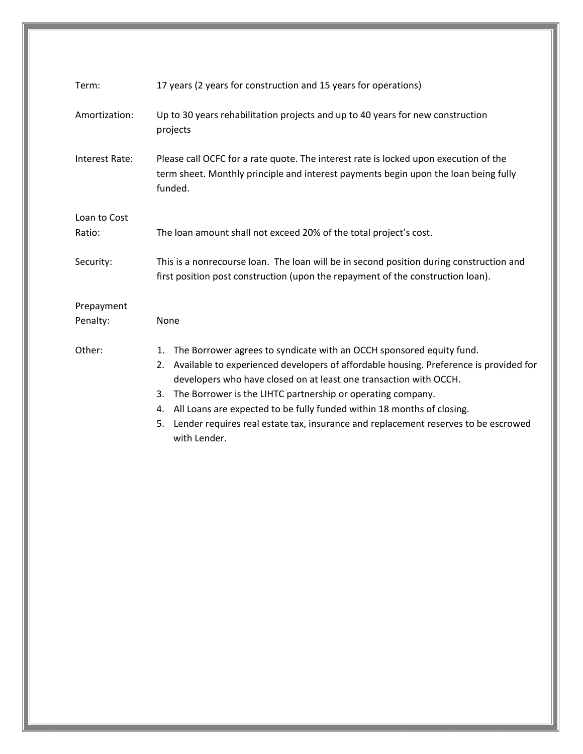| | |
|---|---|
| Term: | 17 years (2 years for construction and 15 years for operations) |
| Amortization: | Up to 30 years rehabilitation projects and up to 40 years for new construction projects |
| Interest Rate: | Please call OCFC for a rate quote. The interest rate is locked upon execution of the term sheet. Monthly principle and interest payments begin upon the loan being fully funded. |
| Loan to Cost Ratio: | The loan amount shall not exceed 20% of the total project's cost. |
| Security: | This is a nonrecourse loan. The loan will be in second position during construction and first position post construction (upon the repayment of the construction loan). |
| Prepayment Penalty: | None |

Other:

1. The Borrower agrees to syndicate with an OCCH sponsored equity fund.
2. Available to experienced developers of affordable housing. Preference is provided for developers who have closed on at least one transaction with OCCH.
3. The Borrower is the LIHTC partnership or operating company.
4. All Loans are expected to be fully funded within 18 months of closing.
5. Lender requires real estate tax, insurance and replacement reserves to be escrowed with Lender.